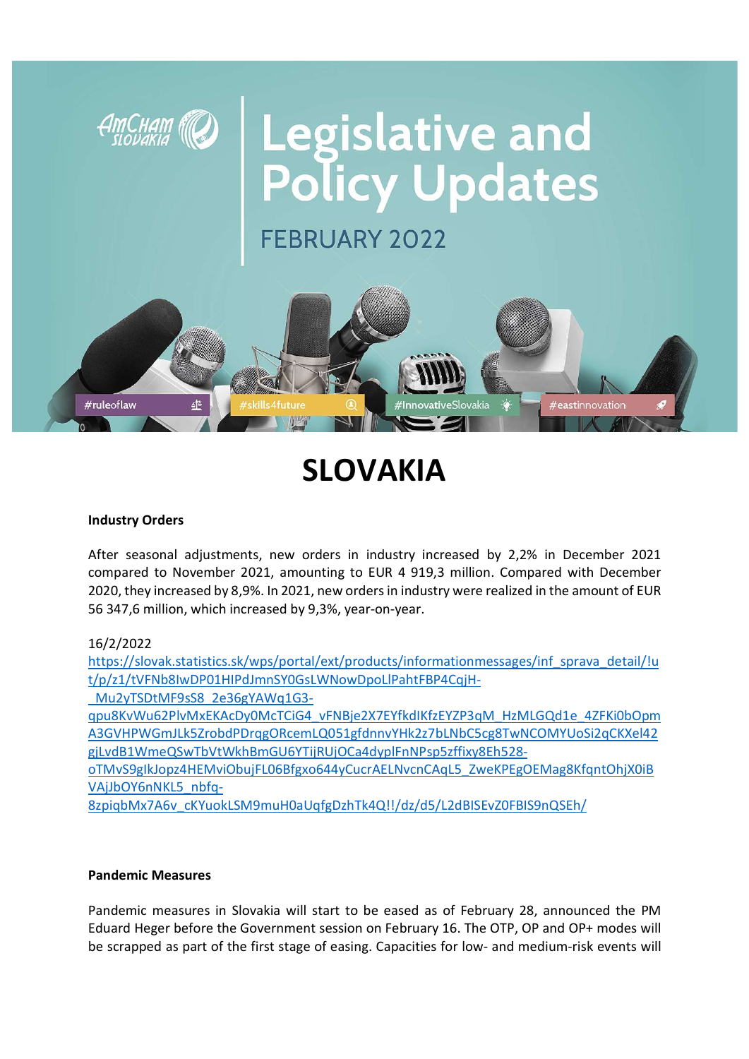# Legislative and Policy Updates

FEBRUARY 2022

#ruleoflaw #skills4future #InnovativeSlovakia #eastinnovation

# SLOVAKIA

**Industry Orders**

After seasonal adjustments, new orders in industry increased by 2,2% in December 2021 compared to November 2021, amounting to EUR 4 919,3 million. Compared with December 2020, they increased by 8,9%. In 2021, new orders in industry were realized in the amount of EUR 56 347,6 million, which increased by 9,3%, year-on-year.

16/2/2022

https://slovak.statistics.sk/wps/portal/ext/products/informationmessages/inf_sprava_detail/!ut/p/z1/tVFNb8IwDP01HIPdJmnSY0GsLWNowDpoLlPahtFBP4CqjH-_Mu2yTSDtMF9sS8_2e36gYAWq1G3-qpu8KvWu62PlvMxEKAcDy0McTCiG4_vFNBje2X7EYfkdIKfzEYZP3qM_HzMLGQd1e_4ZFKi0bOpmA3GVHPWGmJLk5ZrobdPDrqgORcemLQ051gfdnnvYHk2z7bLNbC5cg8TwNCOMYUoSi2qCKXel42gjLvdB1WmeQSwTbVtWkhBmGU6YTijRUjOCa4dyplFnNPsp5zffixy8Eh528-oTMvS9glkJopz4HEMviObujFL06Bfgxo644yCucrAELNvcnCAqL5_ZweKPEgOEMag8KfqntOhjX0iBVAjJbOY6nNKL5_nbfq-8zpiqbMx7A6v_cKYuokLSM9muH0aUqfgDzhTk4Q!!/dz/d5/L2dBISEvZ0FBIS9nQSEh/

**Pandemic Measures**

Pandemic measures in Slovakia will start to be eased as of February 28, announced the PM Eduard Heger before the Government session on February 16. The OTP, OP and OP+ modes will be scrapped as part of the first stage of easing. Capacities for low- and medium-risk events will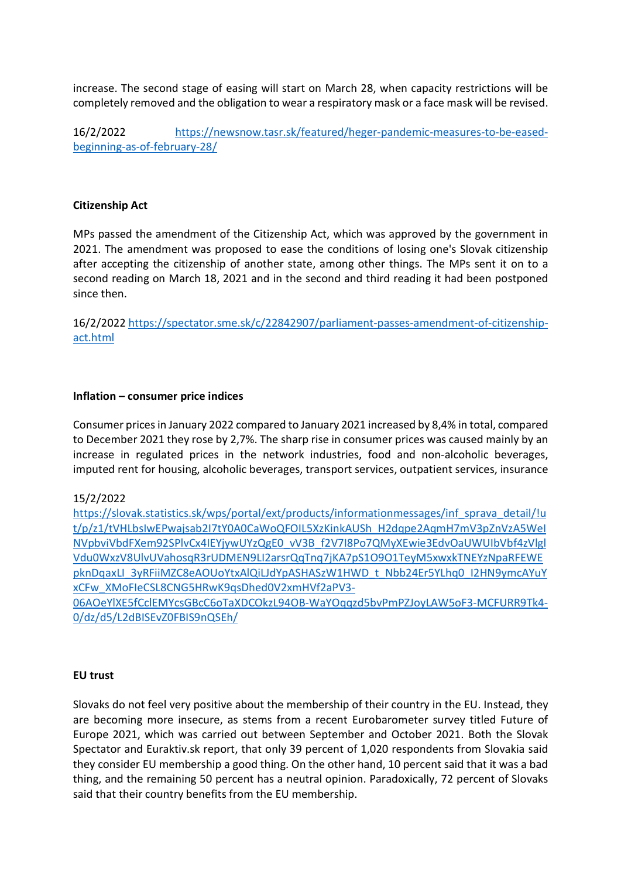increase. The second stage of easing will start on March 28, when capacity restrictions will be completely removed and the obligation to wear a respiratory mask or a face mask will be revised.

16/2/2022 https://newsnow.tasr.sk/featured/heger-pandemic-measures-to-be-eased-beginning-as-of-february-28/

**Citizenship Act**

MPs passed the amendment of the Citizenship Act, which was approved by the government in 2021. The amendment was proposed to ease the conditions of losing one's Slovak citizenship after accepting the citizenship of another state, among other things. The MPs sent it on to a second reading on March 18, 2021 and in the second and third reading it had been postponed since then.

16/2/2022 https://spectator.sme.sk/c/22842907/parliament-passes-amendment-of-citizenship-act.html

**Inflation – consumer price indices**

Consumer prices in January 2022 compared to January 2021 increased by 8,4% in total, compared to December 2021 they rose by 2,7%. The sharp rise in consumer prices was caused mainly by an increase in regulated prices in the network industries, food and non-alcoholic beverages, imputed rent for housing, alcoholic beverages, transport services, outpatient services, insurance

15/2/2022
https://slovak.statistics.sk/wps/portal/ext/products/informationmessages/inf_sprava_detail/!ut/p/z1/tVHLbsIwEPwajsab2I7tY0A0CaWoQFOIL5XzKinkAUSh_H2dqpe2AqmH7mV3pZnVzA5WeINVpbviVbdFXem92SPlvCx4IEYjywUYzQgE0_vV3B_f2V7I8Po7QMyXEwie3EdvOaUWUIbVbf4zVlglVdu0WxzV8UlvUVahosqR3rUDMEN9LI2arsrQqTnq7jKA7pS1O9O1TeyM5xwxkTNEYzNpaRFEWEpknDqaxLI_3yRFiiMZC8eAOUoYtxAlQiLJdYpASHASzW1HWD_t_Nbb24Er5YLhq0_I2HN9ymcAYuYxCFw_XMoFIeCSL8CNG5HRwK9qsDhed0V2xmHVf2aPV3-06AOeYlXE5fCclEMYcsGBcC6oTaXDCOkzL94OB-WaYOqqzd5bvPmPZJoyLAW5oF3-MCFURR9Tk4-0/dz/d5/L2dBISEvZ0FBIS9nQSEh/

**EU trust**

Slovaks do not feel very positive about the membership of their country in the EU. Instead, they are becoming more insecure, as stems from a recent Eurobarometer survey titled Future of Europe 2021, which was carried out between September and October 2021. Both the Slovak Spectator and Euraktiv.sk report, that only 39 percent of 1,020 respondents from Slovakia said they consider EU membership a good thing. On the other hand, 10 percent said that it was a bad thing, and the remaining 50 percent has a neutral opinion. Paradoxically, 72 percent of Slovaks said that their country benefits from the EU membership.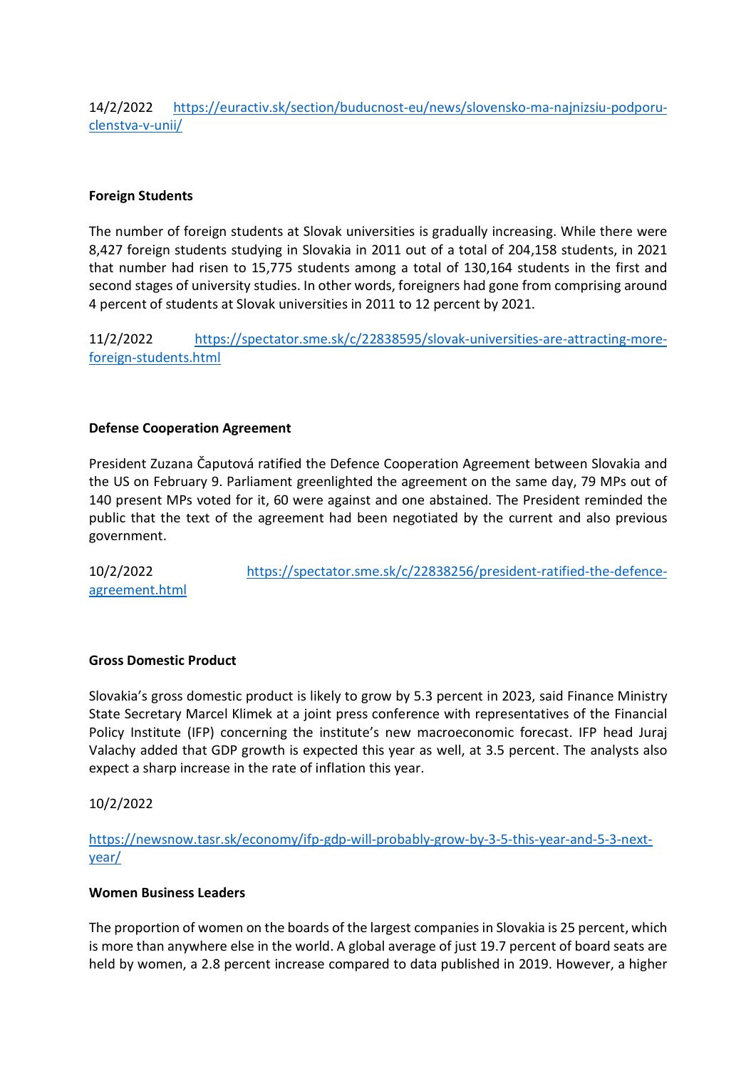14/2/2022 [https://euractiv.sk/section/buducnost-eu/news/slovensko-ma-najnizsiu-podporu-clenstva-v-unii/](https://euractiv.sk/section/buducnost-eu/news/slovensko-ma-najnizsiu-podporu-clenstva-v-unii/)

**Foreign Students**

The number of foreign students at Slovak universities is gradually increasing. While there were 8,427 foreign students studying in Slovakia in 2011 out of a total of 204,158 students, in 2021 that number had risen to 15,775 students among a total of 130,164 students in the first and second stages of university studies. In other words, foreigners had gone from comprising around 4 percent of students at Slovak universities in 2011 to 12 percent by 2021.

11/2/2022 [https://spectator.sme.sk/c/22838595/slovak-universities-are-attracting-more-foreign-students.html](https://spectator.sme.sk/c/22838595/slovak-universities-are-attracting-more-foreign-students.html)

**Defense Cooperation Agreement**

President Zuzana Čaputová ratified the Defence Cooperation Agreement between Slovakia and the US on February 9. Parliament greenlighted the agreement on the same day, 79 MPs out of 140 present MPs voted for it, 60 were against and one abstained. The President reminded the public that the text of the agreement had been negotiated by the current and also previous government.

10/2/2022 [https://spectator.sme.sk/c/22838256/president-ratified-the-defence-agreement.html](https://spectator.sme.sk/c/22838256/president-ratified-the-defence-agreement.html)

**Gross Domestic Product**

Slovakia's gross domestic product is likely to grow by 5.3 percent in 2023, said Finance Ministry State Secretary Marcel Klimek at a joint press conference with representatives of the Financial Policy Institute (IFP) concerning the institute's new macroeconomic forecast. IFP head Juraj Valachy added that GDP growth is expected this year as well, at 3.5 percent. The analysts also expect a sharp increase in the rate of inflation this year.

10/2/2022

[https://newsnow.tasr.sk/economy/ifp-gdp-will-probably-grow-by-3-5-this-year-and-5-3-next-year/](https://newsnow.tasr.sk/economy/ifp-gdp-will-probably-grow-by-3-5-this-year-and-5-3-next-year/)

**Women Business Leaders**

The proportion of women on the boards of the largest companies in Slovakia is 25 percent, which is more than anywhere else in the world. A global average of just 19.7 percent of board seats are held by women, a 2.8 percent increase compared to data published in 2019. However, a higher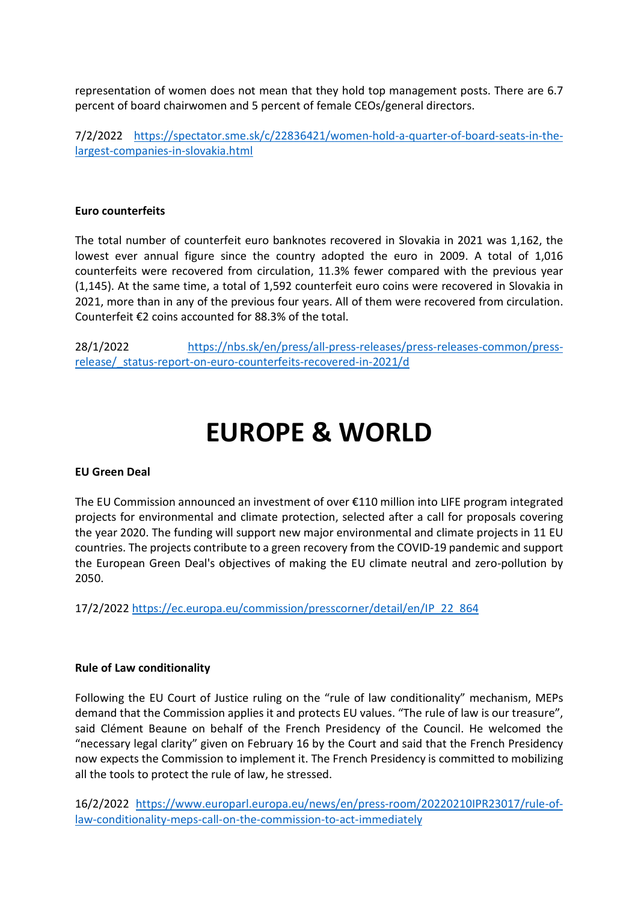representation of women does not mean that they hold top management posts. There are 6.7 percent of board chairwomen and 5 percent of female CEOs/general directors.

7/2/2022 [https://spectator.sme.sk/c/22836421/women-hold-a-quarter-of-board-seats-in-the-largest-companies-in-slovakia.html](https://spectator.sme.sk/c/22836421/women-hold-a-quarter-of-board-seats-in-the-largest-companies-in-slovakia.html)

**Euro counterfeits**

The total number of counterfeit euro banknotes recovered in Slovakia in 2021 was 1,162, the lowest ever annual figure since the country adopted the euro in 2009. A total of 1,016 counterfeits were recovered from circulation, 11.3% fewer compared with the previous year (1,145). At the same time, a total of 1,592 counterfeit euro coins were recovered in Slovakia in 2021, more than in any of the previous four years. All of them were recovered from circulation. Counterfeit €2 coins accounted for 88.3% of the total.

28/1/2022 [https://nbs.sk/en/press/all-press-releases/press-releases-common/press-release/_status-report-on-euro-counterfeits-recovered-in-2021/d](https://nbs.sk/en/press/all-press-releases/press-releases-common/press-release/_status-report-on-euro-counterfeits-recovered-in-2021/d)

# EUROPE & WORLD

**EU Green Deal**

The EU Commission announced an investment of over €110 million into LIFE program integrated projects for environmental and climate protection, selected after a call for proposals covering the year 2020. The funding will support new major environmental and climate projects in 11 EU countries. The projects contribute to a green recovery from the COVID-19 pandemic and support the European Green Deal's objectives of making the EU climate neutral and zero-pollution by 2050.

17/2/2022 [https://ec.europa.eu/commission/presscorner/detail/en/IP_22_864](https://ec.europa.eu/commission/presscorner/detail/en/IP_22_864)

**Rule of Law conditionality**

Following the EU Court of Justice ruling on the "rule of law conditionality" mechanism, MEPs demand that the Commission applies it and protects EU values. "The rule of law is our treasure", said Clément Beaune on behalf of the French Presidency of the Council. He welcomed the "necessary legal clarity" given on February 16 by the Court and said that the French Presidency now expects the Commission to implement it. The French Presidency is committed to mobilizing all the tools to protect the rule of law, he stressed.

16/2/2022 [https://www.europarl.europa.eu/news/en/press-room/20220210IPR23017/rule-of-law-conditionality-meps-call-on-the-commission-to-act-immediately](https://www.europarl.europa.eu/news/en/press-room/20220210IPR23017/rule-of-law-conditionality-meps-call-on-the-commission-to-act-immediately)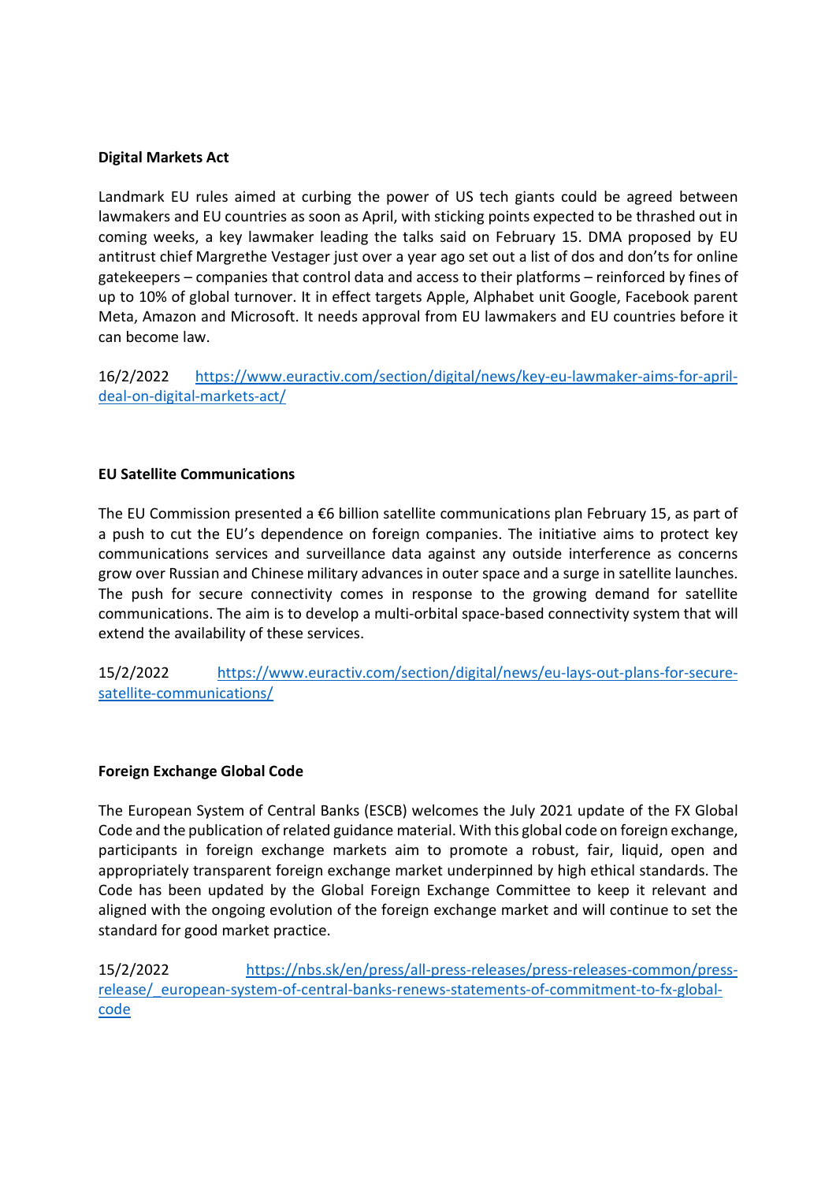**Digital Markets Act**

Landmark EU rules aimed at curbing the power of US tech giants could be agreed between lawmakers and EU countries as soon as April, with sticking points expected to be thrashed out in coming weeks, a key lawmaker leading the talks said on February 15. DMA proposed by EU antitrust chief Margrethe Vestager just over a year ago set out a list of dos and don'ts for online gatekeepers – companies that control data and access to their platforms – reinforced by fines of up to 10% of global turnover. It in effect targets Apple, Alphabet unit Google, Facebook parent Meta, Amazon and Microsoft. It needs approval from EU lawmakers and EU countries before it can become law.

16/2/2022 https://www.euractiv.com/section/digital/news/key-eu-lawmaker-aims-for-april-deal-on-digital-markets-act/

**EU Satellite Communications**

The EU Commission presented a €6 billion satellite communications plan February 15, as part of a push to cut the EU's dependence on foreign companies. The initiative aims to protect key communications services and surveillance data against any outside interference as concerns grow over Russian and Chinese military advances in outer space and a surge in satellite launches. The push for secure connectivity comes in response to the growing demand for satellite communications. The aim is to develop a multi-orbital space-based connectivity system that will extend the availability of these services.

15/2/2022 https://www.euractiv.com/section/digital/news/eu-lays-out-plans-for-secure-satellite-communications/

**Foreign Exchange Global Code**

The European System of Central Banks (ESCB) welcomes the July 2021 update of the FX Global Code and the publication of related guidance material. With this global code on foreign exchange, participants in foreign exchange markets aim to promote a robust, fair, liquid, open and appropriately transparent foreign exchange market underpinned by high ethical standards. The Code has been updated by the Global Foreign Exchange Committee to keep it relevant and aligned with the ongoing evolution of the foreign exchange market and will continue to set the standard for good market practice.

15/2/2022 https://nbs.sk/en/press/all-press-releases/press-releases-common/press-release/_european-system-of-central-banks-renews-statements-of-commitment-to-fx-global-code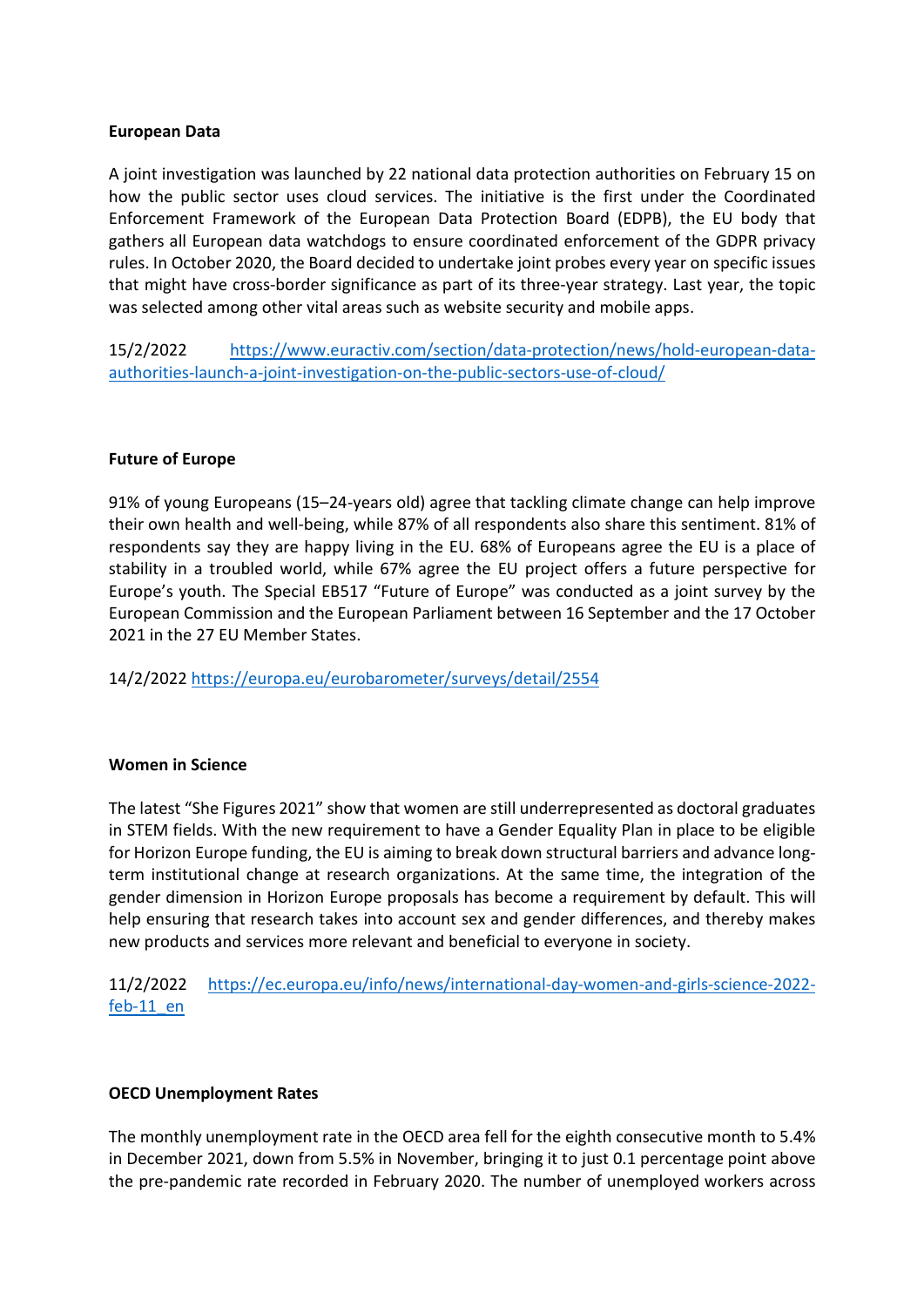**European Data**

A joint investigation was launched by 22 national data protection authorities on February 15 on how the public sector uses cloud services. The initiative is the first under the Coordinated Enforcement Framework of the European Data Protection Board (EDPB), the EU body that gathers all European data watchdogs to ensure coordinated enforcement of the GDPR privacy rules. In October 2020, the Board decided to undertake joint probes every year on specific issues that might have cross-border significance as part of its three-year strategy. Last year, the topic was selected among other vital areas such as website security and mobile apps.

15/2/2022 https://www.euractiv.com/section/data-protection/news/hold-european-data-authorities-launch-a-joint-investigation-on-the-public-sectors-use-of-cloud/

**Future of Europe**

91% of young Europeans (15–24-years old) agree that tackling climate change can help improve their own health and well-being, while 87% of all respondents also share this sentiment. 81% of respondents say they are happy living in the EU. 68% of Europeans agree the EU is a place of stability in a troubled world, while 67% agree the EU project offers a future perspective for Europe's youth. The Special EB517 "Future of Europe" was conducted as a joint survey by the European Commission and the European Parliament between 16 September and the 17 October 2021 in the 27 EU Member States.

14/2/2022 https://europa.eu/eurobarometer/surveys/detail/2554

**Women in Science**

The latest "She Figures 2021" show that women are still underrepresented as doctoral graduates in STEM fields. With the new requirement to have a Gender Equality Plan in place to be eligible for Horizon Europe funding, the EU is aiming to break down structural barriers and advance long-term institutional change at research organizations. At the same time, the integration of the gender dimension in Horizon Europe proposals has become a requirement by default. This will help ensuring that research takes into account sex and gender differences, and thereby makes new products and services more relevant and beneficial to everyone in society.

11/2/2022 https://ec.europa.eu/info/news/international-day-women-and-girls-science-2022-feb-11_en

**OECD Unemployment Rates**

The monthly unemployment rate in the OECD area fell for the eighth consecutive month to 5.4% in December 2021, down from 5.5% in November, bringing it to just 0.1 percentage point above the pre-pandemic rate recorded in February 2020. The number of unemployed workers across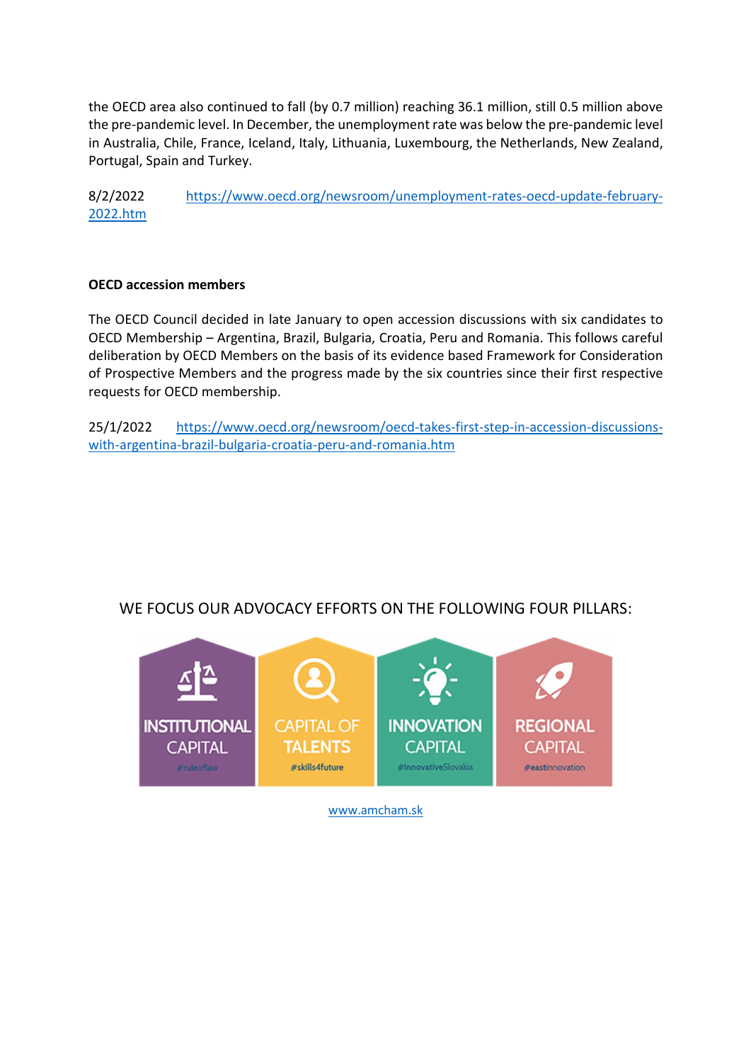the OECD area also continued to fall (by 0.7 million) reaching 36.1 million, still 0.5 million above the pre-pandemic level. In December, the unemployment rate was below the pre-pandemic level in Australia, Chile, France, Iceland, Italy, Lithuania, Luxembourg, the Netherlands, New Zealand, Portugal, Spain and Turkey.

8/2/2022 https://www.oecd.org/newsroom/unemployment-rates-oecd-update-february-2022.htm

**OECD accession members**

The OECD Council decided in late January to open accession discussions with six candidates to OECD Membership – Argentina, Brazil, Bulgaria, Croatia, Peru and Romania. This follows careful deliberation by OECD Members on the basis of its evidence based Framework for Consideration of Prospective Members and the progress made by the six countries since their first respective requests for OECD membership.

25/1/2022 https://www.oecd.org/newsroom/oecd-takes-first-step-in-accession-discussions-with-argentina-brazil-bulgaria-croatia-peru-and-romania.htm

WE FOCUS OUR ADVOCACY EFFORTS ON THE FOLLOWING FOUR PILLARS:

INSTITUTIONAL CAPITAL
#ruleoflaw

CAPITAL OF TALENTS
#skills4future

INNOVATION CAPITAL
#InnovativeSlovakia

REGIONAL CAPITAL
#eastinnovation

www.amcham.sk